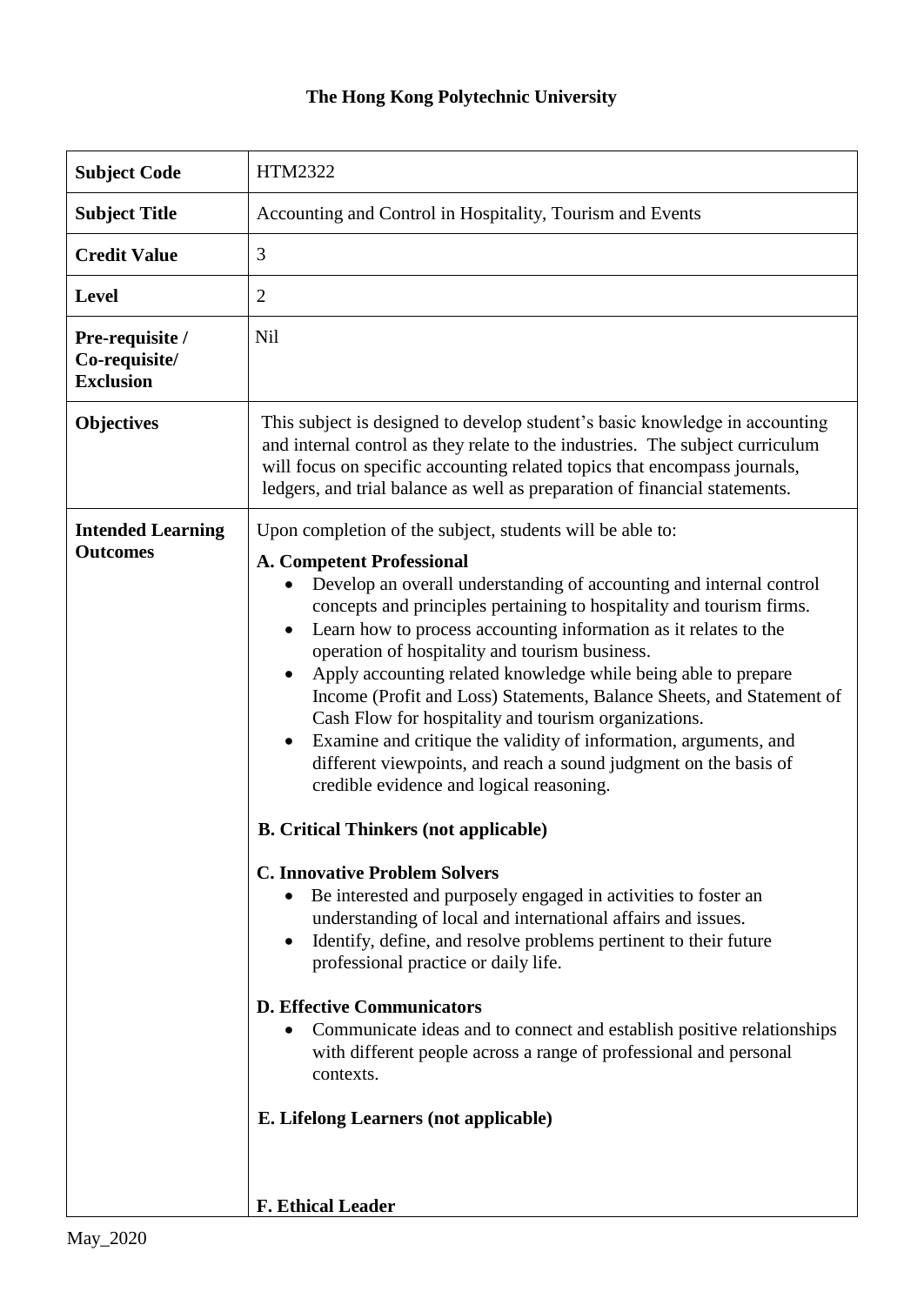**The Hong Kong Polytechnic University**

| **Subject Code** | HTM2322 |
|---|---|
| **Subject Title** | Accounting and Control in Hospitality, Tourism and Events |
| **Credit Value** | 3 |
| **Level** | 2 |
| **Pre-requisite / Co-requisite/ Exclusion** | Nil |
| **Objectives** | This subject is designed to develop student's basic knowledge in accounting and internal control as they relate to the industries. The subject curriculum will focus on specific accounting related topics that encompass journals, ledgers, and trial balance as well as preparation of financial statements. |
| **Intended Learning Outcomes** | Upon completion of the subject, students will be able to:<br><br>**A. Competent Professional**<br>• Develop an overall understanding of accounting and internal control concepts and principles pertaining to hospitality and tourism firms.<br>• Learn how to process accounting information as it relates to the operation of hospitality and tourism business.<br>• Apply accounting related knowledge while being able to prepare Income (Profit and Loss) Statements, Balance Sheets, and Statement of Cash Flow for hospitality and tourism organizations.<br>• Examine and critique the validity of information, arguments, and different viewpoints, and reach a sound judgment on the basis of credible evidence and logical reasoning.<br><br>**B. Critical Thinkers (not applicable)**<br><br>**C. Innovative Problem Solvers**<br>• Be interested and purposely engaged in activities to foster an understanding of local and international affairs and issues.<br>• Identify, define, and resolve problems pertinent to their future professional practice or daily life.<br><br>**D. Effective Communicators**<br>• Communicate ideas and to connect and establish positive relationships with different people across a range of professional and personal contexts.<br><br>**E. Lifelong Learners (not applicable)**<br><br>**F. Ethical Leader** |

May_2020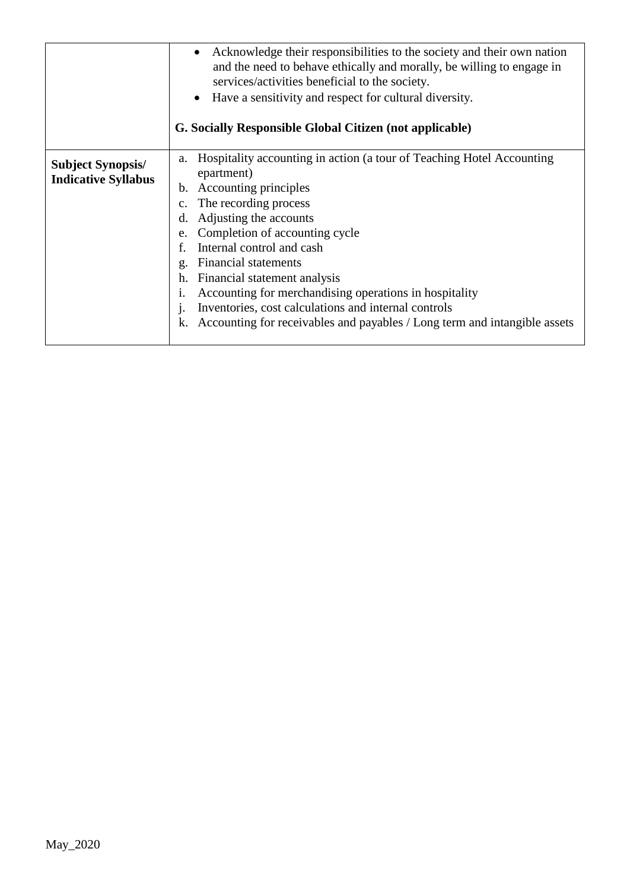| | |
|---|---|
| | • Acknowledge their responsibilities to the society and their own nation and the need to behave ethically and morally, be willing to engage in services/activities beneficial to the society.<br>• Have a sensitivity and respect for cultural diversity.<br><br>**G. Socially Responsible Global Citizen (not applicable)** |
| **Subject Synopsis/ Indicative Syllabus** | a. Hospitality accounting in action (a tour of Teaching Hotel Accounting epartment)<br>b. Accounting principles<br>c. The recording process<br>d. Adjusting the accounts<br>e. Completion of accounting cycle<br>f. Internal control and cash<br>g. Financial statements<br>h. Financial statement analysis<br>i. Accounting for merchandising operations in hospitality<br>j. Inventories, cost calculations and internal controls<br>k. Accounting for receivables and payables / Long term and intangible assets |

May_2020